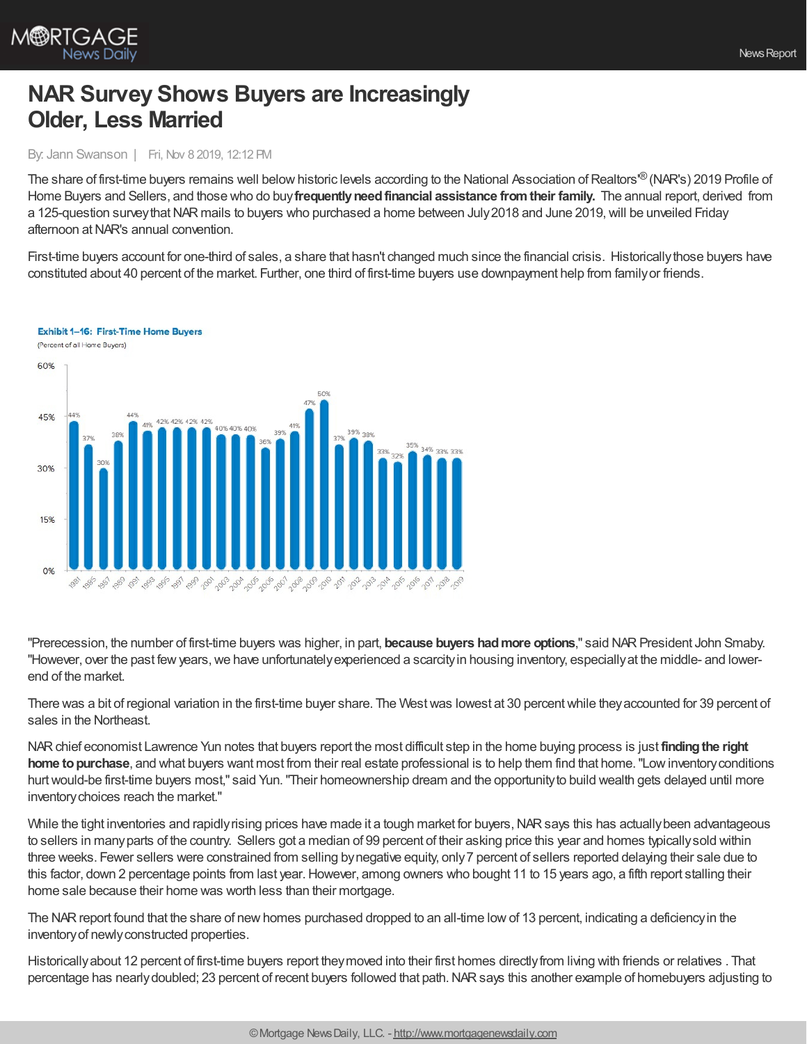# NAR Survey Shows Buyers are Increasingly Older, Less Married

By: Jann Swanson | Fri, Nov 8 2019, 12:12 PM

The share of first-time buyers remains well below historic levels according to the National Association of Realtors'® (NAR's) 2019 Profile of Home Buyers and Sellers, and those who do buy **frequently need financial assistance from their family.** The annual report, derived from a 125-question survey that NAR mails to buyers who purchased a home between July 2018 and June 2019, will be unveiled Friday afternoon at NAR's annual convention.

First-time buyers account for one-third of sales, a share that hasn't changed much since the financial crisis. Historically those buyers have constituted about 40 percent of the market. Further, one third of first-time buyers use downpayment help from family or friends.

**Exhibit 1–16: First-Time Home Buyers**
(Percent of all Home Buyers)

| Year | Percent |
|---|---|
| 1981 | 44% |
| 1985 | 37% |
| 1987 | 30% |
| 1989 | 38% |
| 1991 | 44% |
| 1993 | 41% |
| 1995 | 42% |
| 1997 | 42% |
| 1999 | 42% |
| 2001 | 42% |
| 2003 | 40% |
| 2004 | 40% |
| 2005 | 40% |
| 2006 | 36% |
| 2007 | 39% |
| 2008 | 41% |
| 2009 | 47% |
| 2010 | 50% |
| 2011 | 37% |
| 2012 | 39% |
| 2013 | 38% |
| 2014 | 33% |
| 2015 | 32% |
| 2016 | 35% |
| 2017 | 34% |
| 2018 | 33% |
| 2019 | 33% |

"Prerecession, the number of first-time buyers was higher, in part, **because buyers had more options**," said NAR President John Smaby. "However, over the past few years, we have unfortunately experienced a scarcity in housing inventory, especially at the middle- and lower-end of the market.

There was a bit of regional variation in the first-time buyer share. The West was lowest at 30 percent while they accounted for 39 percent of sales in the Northeast.

NAR chief economist Lawrence Yun notes that buyers report the most difficult step in the home buying process is just **finding the right home to purchase**, and what buyers want most from their real estate professional is to help them find that home. "Low inventory conditions hurt would-be first-time buyers most," said Yun. "Their homeownership dream and the opportunity to build wealth gets delayed until more inventory choices reach the market."

While the tight inventories and rapidly rising prices have made it a tough market for buyers, NAR says this has actually been advantageous to sellers in many parts of the country. Sellers got a median of 99 percent of their asking price this year and homes typically sold within three weeks. Fewer sellers were constrained from selling by negative equity, only 7 percent of sellers reported delaying their sale due to this factor, down 2 percentage points from last year. However, among owners who bought 11 to 15 years ago, a fifth report stalling their home sale because their home was worth less than their mortgage.

The NAR report found that the share of new homes purchased dropped to an all-time low of 13 percent, indicating a deficiency in the inventory of newly constructed properties.

Historically about 12 percent of first-time buyers report they moved into their first homes directly from living with friends or relatives . That percentage has nearly doubled; 23 percent of recent buyers followed that path. NAR says this another example of homebuyers adjusting to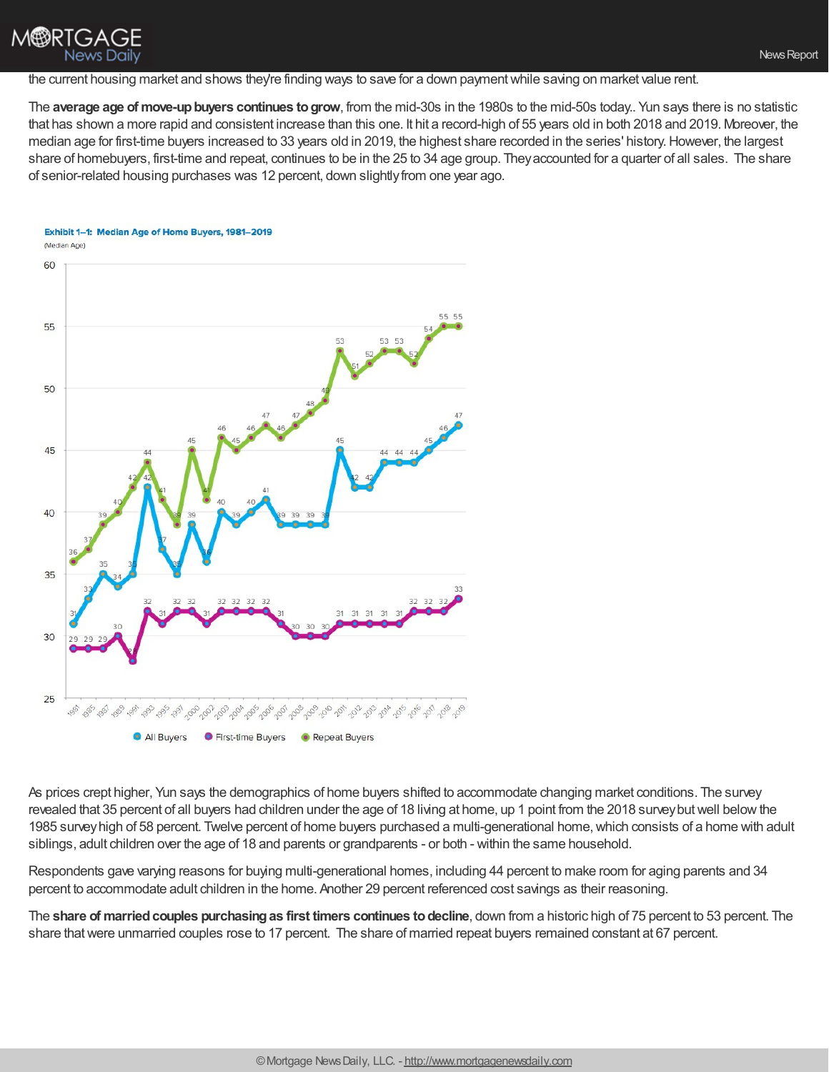the current housing market and shows they're finding ways to save for a down payment while saving on market value rent.

The **average age of move-up buyers continues to grow**, from the mid-30s in the 1980s to the mid-50s today.. Yun says there is no statistic that has shown a more rapid and consistent increase than this one. It hit a record-high of 55 years old in both 2018 and 2019. Moreover, the median age for first-time buyers increased to 33 years old in 2019, the highest share recorded in the series' history. However, the largest share of homebuyers, first-time and repeat, continues to be in the 25 to 34 age group. They accounted for a quarter of all sales. The share of senior-related housing purchases was 12 percent, down slightly from one year ago.

**Exhibit 1–1: Median Age of Home Buyers, 1981–2019**
(Median Age)

| Year | All Buyers | First-time Buyers | Repeat Buyers |
|---|---|---|---|
| 1981 | 31 | 29 | 36 |
| 1985 | 33 | 29 | 37 |
| 1987 | 35 | 29 | 39 |
| 1989 | 34 | 30 | 40 |
| 1991 | 35 | 28 | 42 |
| 1993 | 42 | 32 | 44 |
| 1995 | 37 | 31 | 41 |
| 1997 | 35 | 32 | 39 |
| 2000 | 39 | 32 | 45 |
| 2002 | 36 | 31 | 41 |
| 2003 | 40 | 32 | 46 |
| 2004 | 39 | 32 | 45 |
| 2005 | 40 | 32 | 46 |
| 2006 | 41 | 32 | 47 |
| 2007 | 39 | 31 | 46 |
| 2008 | 39 | 30 | 47 |
| 2009 | 39 | 30 | 48 |
| 2010 | 39 | 30 | 49 |
| 2011 | 45 | 31 | 53 |
| 2012 | 42 | 31 | 51 |
| 2013 | 42 | 31 | 52 |
| 2014 | 44 | 31 | 53 |
| 2015 | 44 | 31 | 53 |
| 2016 | 44 | 32 | 52 |
| 2017 | 45 | 32 | 54 |
| 2018 | 46 | 32 | 55 |
| 2019 | 47 | 33 | 55 |

As prices crept higher, Yun says the demographics of home buyers shifted to accommodate changing market conditions. The survey revealed that 35 percent of all buyers had children under the age of 18 living at home, up 1 point from the 2018 survey but well below the 1985 survey high of 58 percent. Twelve percent of home buyers purchased a multi-generational home, which consists of a home with adult siblings, adult children over the age of 18 and parents or grandparents - or both - within the same household.

Respondents gave varying reasons for buying multi-generational homes, including 44 percent to make room for aging parents and 34 percent to accommodate adult children in the home. Another 29 percent referenced cost savings as their reasoning.

The **share of married couples purchasing as first timers continues to decline**, down from a historic high of 75 percent to 53 percent. The share that were unmarried couples rose to 17 percent. The share of married repeat buyers remained constant at 67 percent.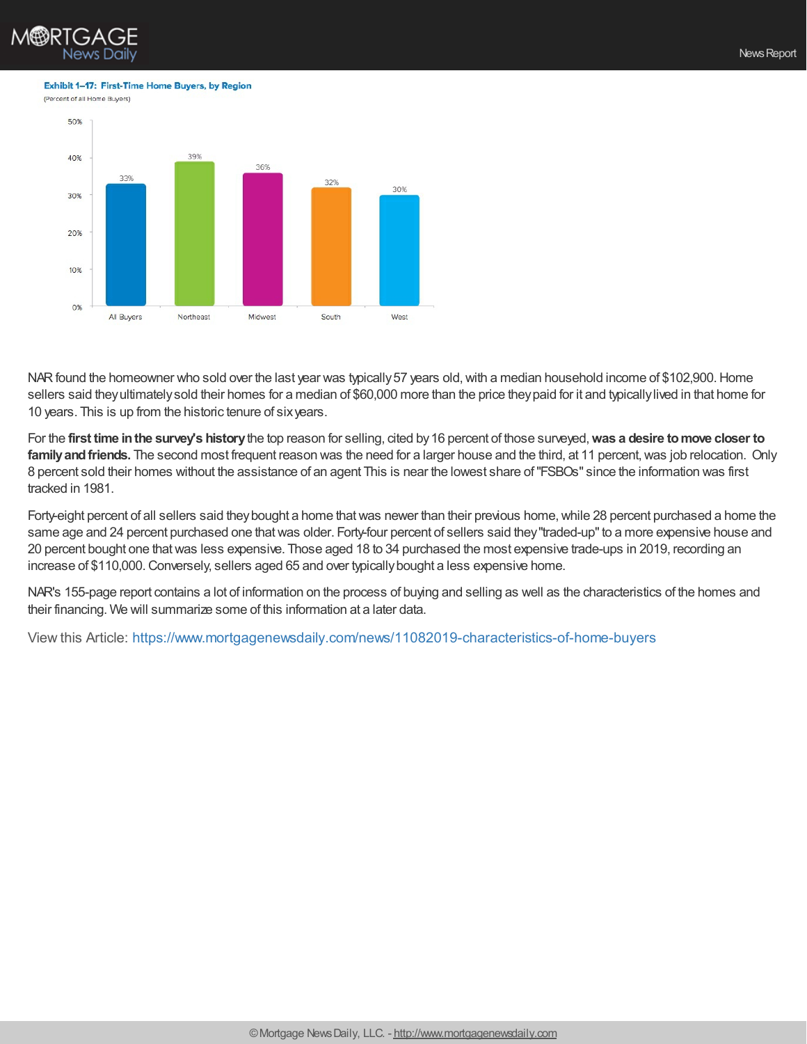**Exhibit 1–17: First-Time Home Buyers, by Region**

(Percent of all Home Buyers)

50%
40%
30%
20%
10%
0%

33%
39%
36%
32%
30%

All Buyers
Northeast
Midwest
South
West

NAR found the homeowner who sold over the last year was typically 57 years old, with a median household income of $102,900. Home sellers said they ultimately sold their homes for a median of $60,000 more than the price they paid for it and typically lived in that home for 10 years. This is up from the historic tenure of six years.

For the **first time in the survey's history** the top reason for selling, cited by 16 percent of those surveyed, **was a desire to move closer to family and friends.** The second most frequent reason was the need for a larger house and the third, at 11 percent, was job relocation. Only 8 percent sold their homes without the assistance of an agent This is near the lowest share of "FSBOs" since the information was first tracked in 1981.

Forty-eight percent of all sellers said they bought a home that was newer than their previous home, while 28 percent purchased a home the same age and 24 percent purchased one that was older. Forty-four percent of sellers said they "traded-up" to a more expensive house and 20 percent bought one that was less expensive. Those aged 18 to 34 purchased the most expensive trade-ups in 2019, recording an increase of $110,000. Conversely, sellers aged 65 and over typically bought a less expensive home.

NAR's 155-page report contains a lot of information on the process of buying and selling as well as the characteristics of the homes and their financing. We will summarize some of this information at a later data.

View this Article: https://www.mortgagenewsdaily.com/news/11082019-characteristics-of-home-buyers